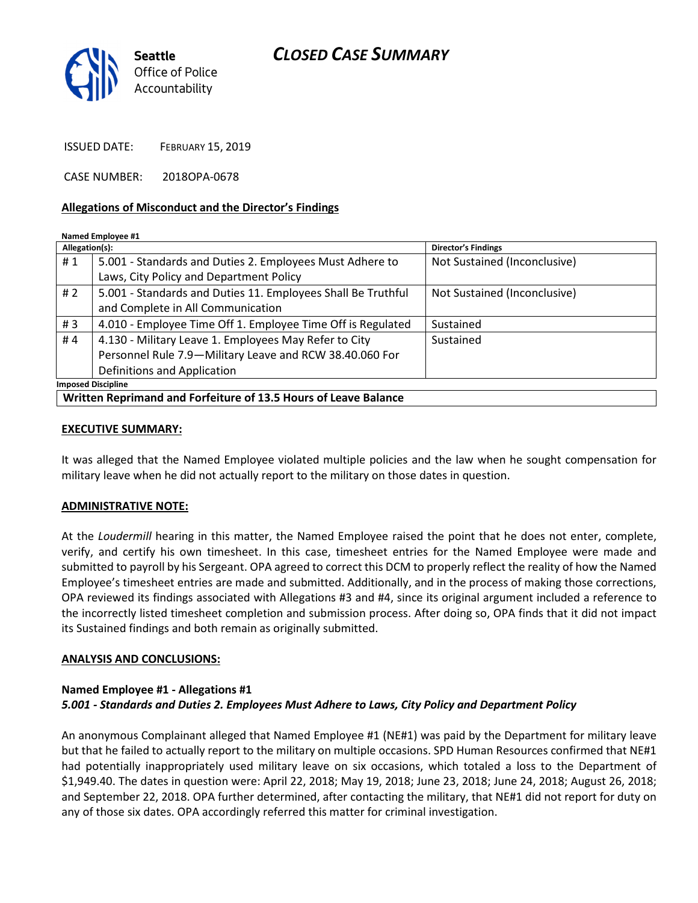Seattle Office of Police Accountability

# CLOSED CASE SUMMARY

ISSUED DATE: FEBRUARY 15, 2019

CASE NUMBER: 2018OPA-0678

## Allegations of Misconduct and the Director's Findings

**Named Employee #1**

| Allegation(s): | | Director's Findings |
|---|---|---|
| # 1 | 5.001 - Standards and Duties 2. Employees Must Adhere to Laws, City Policy and Department Policy | Not Sustained (Inconclusive) |
| # 2 | 5.001 - Standards and Duties 11. Employees Shall Be Truthful and Complete in All Communication | Not Sustained (Inconclusive) |
| # 3 | 4.010 - Employee Time Off 1. Employee Time Off is Regulated | Sustained |
| # 4 | 4.130 - Military Leave 1. Employees May Refer to City Personnel Rule 7.9—Military Leave and RCW 38.40.060 For Definitions and Application | Sustained |

**Imposed Discipline**

**Written Reprimand and Forfeiture of 13.5 Hours of Leave Balance**

## EXECUTIVE SUMMARY:

It was alleged that the Named Employee violated multiple policies and the law when he sought compensation for military leave when he did not actually report to the military on those dates in question.

## ADMINISTRATIVE NOTE:

At the *Loudermill* hearing in this matter, the Named Employee raised the point that he does not enter, complete, verify, and certify his own timesheet. In this case, timesheet entries for the Named Employee were made and submitted to payroll by his Sergeant. OPA agreed to correct this DCM to properly reflect the reality of how the Named Employee's timesheet entries are made and submitted. Additionally, and in the process of making those corrections, OPA reviewed its findings associated with Allegations #3 and #4, since its original argument included a reference to the incorrectly listed timesheet completion and submission process. After doing so, OPA finds that it did not impact its Sustained findings and both remain as originally submitted.

## ANALYSIS AND CONCLUSIONS:

### Named Employee #1 - Allegations #1
***5.001 - Standards and Duties 2. Employees Must Adhere to Laws, City Policy and Department Policy***

An anonymous Complainant alleged that Named Employee #1 (NE#1) was paid by the Department for military leave but that he failed to actually report to the military on multiple occasions. SPD Human Resources confirmed that NE#1 had potentially inappropriately used military leave on six occasions, which totaled a loss to the Department of $1,949.40. The dates in question were: April 22, 2018; May 19, 2018; June 23, 2018; June 24, 2018; August 26, 2018; and September 22, 2018. OPA further determined, after contacting the military, that NE#1 did not report for duty on any of those six dates. OPA accordingly referred this matter for criminal investigation.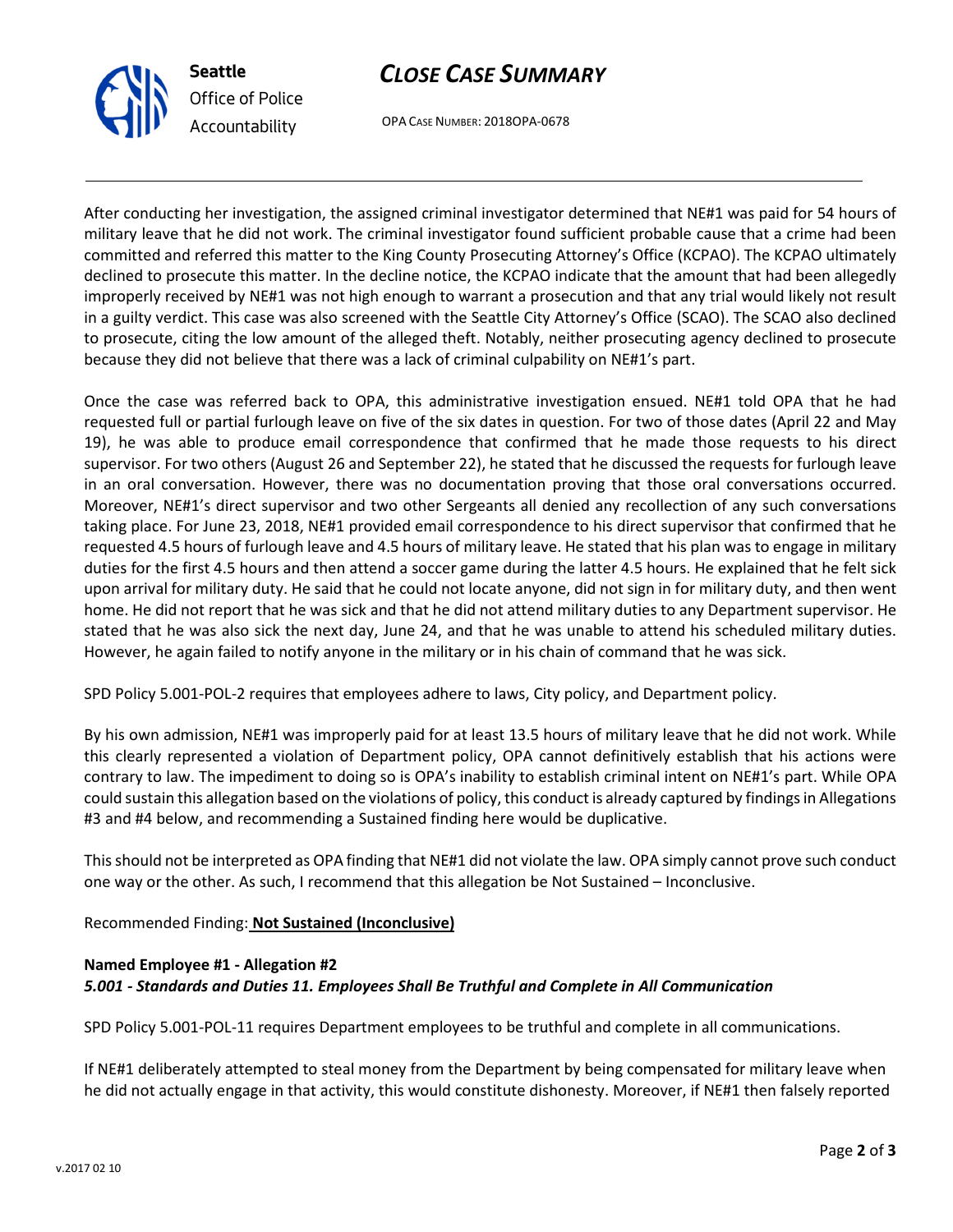After conducting her investigation, the assigned criminal investigator determined that NE#1 was paid for 54 hours of military leave that he did not work. The criminal investigator found sufficient probable cause that a crime had been committed and referred this matter to the King County Prosecuting Attorney's Office (KCPAO). The KCPAO ultimately declined to prosecute this matter. In the decline notice, the KCPAO indicate that the amount that had been allegedly improperly received by NE#1 was not high enough to warrant a prosecution and that any trial would likely not result in a guilty verdict. This case was also screened with the Seattle City Attorney's Office (SCAO). The SCAO also declined to prosecute, citing the low amount of the alleged theft. Notably, neither prosecuting agency declined to prosecute because they did not believe that there was a lack of criminal culpability on NE#1's part.

Once the case was referred back to OPA, this administrative investigation ensued. NE#1 told OPA that he had requested full or partial furlough leave on five of the six dates in question. For two of those dates (April 22 and May 19), he was able to produce email correspondence that confirmed that he made those requests to his direct supervisor. For two others (August 26 and September 22), he stated that he discussed the requests for furlough leave in an oral conversation. However, there was no documentation proving that those oral conversations occurred. Moreover, NE#1's direct supervisor and two other Sergeants all denied any recollection of any such conversations taking place. For June 23, 2018, NE#1 provided email correspondence to his direct supervisor that confirmed that he requested 4.5 hours of furlough leave and 4.5 hours of military leave. He stated that his plan was to engage in military duties for the first 4.5 hours and then attend a soccer game during the latter 4.5 hours. He explained that he felt sick upon arrival for military duty. He said that he could not locate anyone, did not sign in for military duty, and then went home. He did not report that he was sick and that he did not attend military duties to any Department supervisor. He stated that he was also sick the next day, June 24, and that he was unable to attend his scheduled military duties. However, he again failed to notify anyone in the military or in his chain of command that he was sick.

SPD Policy 5.001-POL-2 requires that employees adhere to laws, City policy, and Department policy.

By his own admission, NE#1 was improperly paid for at least 13.5 hours of military leave that he did not work. While this clearly represented a violation of Department policy, OPA cannot definitively establish that his actions were contrary to law. The impediment to doing so is OPA's inability to establish criminal intent on NE#1's part. While OPA could sustain this allegation based on the violations of policy, this conduct is already captured by findings in Allegations #3 and #4 below, and recommending a Sustained finding here would be duplicative.

This should not be interpreted as OPA finding that NE#1 did not violate the law. OPA simply cannot prove such conduct one way or the other. As such, I recommend that this allegation be Not Sustained – Inconclusive.

Recommended Finding: **Not Sustained (Inconclusive)**

**Named Employee #1 - Allegation #2**
***5.001 - Standards and Duties 11. Employees Shall Be Truthful and Complete in All Communication***

SPD Policy 5.001-POL-11 requires Department employees to be truthful and complete in all communications.

If NE#1 deliberately attempted to steal money from the Department by being compensated for military leave when he did not actually engage in that activity, this would constitute dishonesty. Moreover, if NE#1 then falsely reported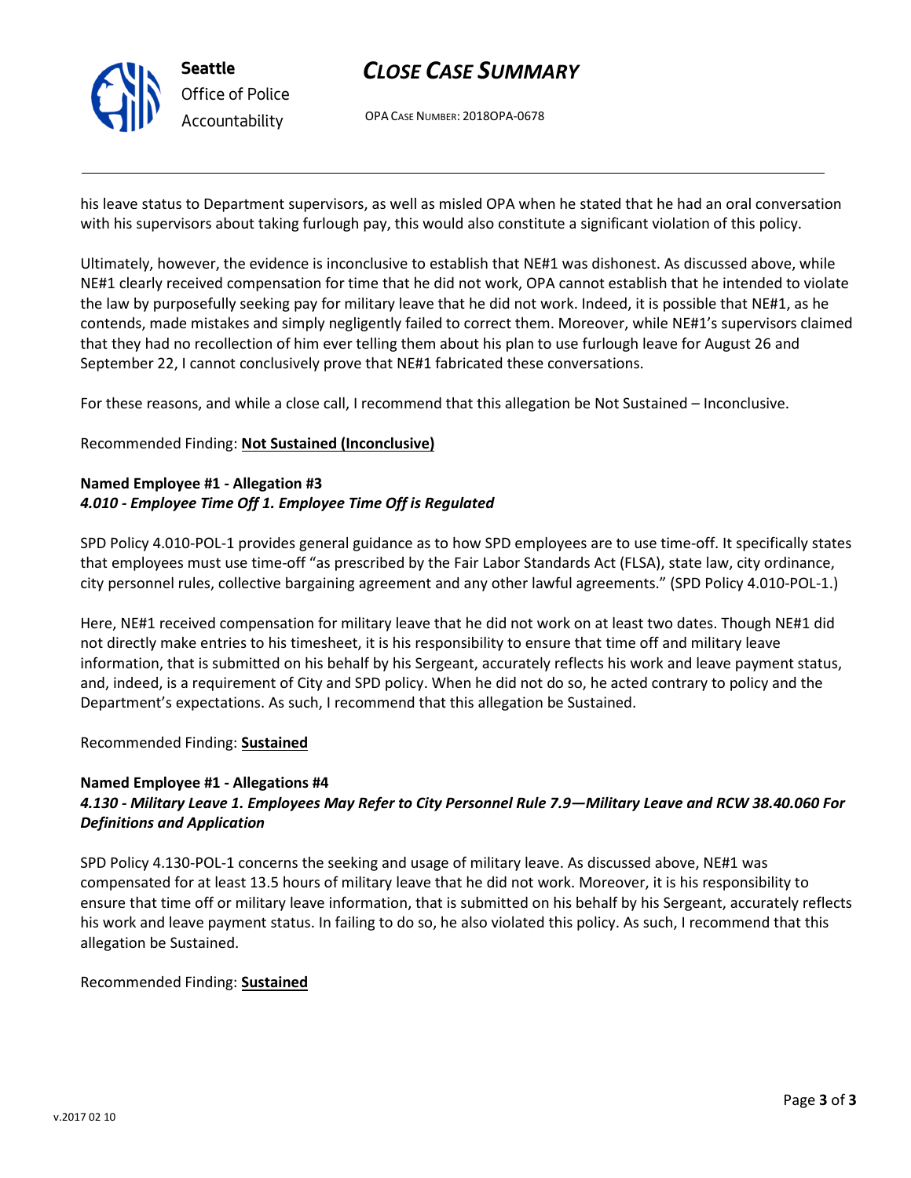his leave status to Department supervisors, as well as misled OPA when he stated that he had an oral conversation with his supervisors about taking furlough pay, this would also constitute a significant violation of this policy.

Ultimately, however, the evidence is inconclusive to establish that NE#1 was dishonest. As discussed above, while NE#1 clearly received compensation for time that he did not work, OPA cannot establish that he intended to violate the law by purposefully seeking pay for military leave that he did not work. Indeed, it is possible that NE#1, as he contends, made mistakes and simply negligently failed to correct them. Moreover, while NE#1's supervisors claimed that they had no recollection of him ever telling them about his plan to use furlough leave for August 26 and September 22, I cannot conclusively prove that NE#1 fabricated these conversations.

For these reasons, and while a close call, I recommend that this allegation be Not Sustained – Inconclusive.

Recommended Finding: **Not Sustained (Inconclusive)**

**Named Employee #1 - Allegation #3**
***4.010 - Employee Time Off 1. Employee Time Off is Regulated***

SPD Policy 4.010-POL-1 provides general guidance as to how SPD employees are to use time-off. It specifically states that employees must use time-off "as prescribed by the Fair Labor Standards Act (FLSA), state law, city ordinance, city personnel rules, collective bargaining agreement and any other lawful agreements." (SPD Policy 4.010-POL-1.)

Here, NE#1 received compensation for military leave that he did not work on at least two dates. Though NE#1 did not directly make entries to his timesheet, it is his responsibility to ensure that time off and military leave information, that is submitted on his behalf by his Sergeant, accurately reflects his work and leave payment status, and, indeed, is a requirement of City and SPD policy. When he did not do so, he acted contrary to policy and the Department's expectations. As such, I recommend that this allegation be Sustained.

Recommended Finding: **Sustained**

**Named Employee #1 - Allegations #4**
***4.130 - Military Leave 1. Employees May Refer to City Personnel Rule 7.9—Military Leave and RCW 38.40.060 For Definitions and Application***

SPD Policy 4.130-POL-1 concerns the seeking and usage of military leave. As discussed above, NE#1 was compensated for at least 13.5 hours of military leave that he did not work. Moreover, it is his responsibility to ensure that time off or military leave information, that is submitted on his behalf by his Sergeant, accurately reflects his work and leave payment status. In failing to do so, he also violated this policy. As such, I recommend that this allegation be Sustained.

Recommended Finding: **Sustained**